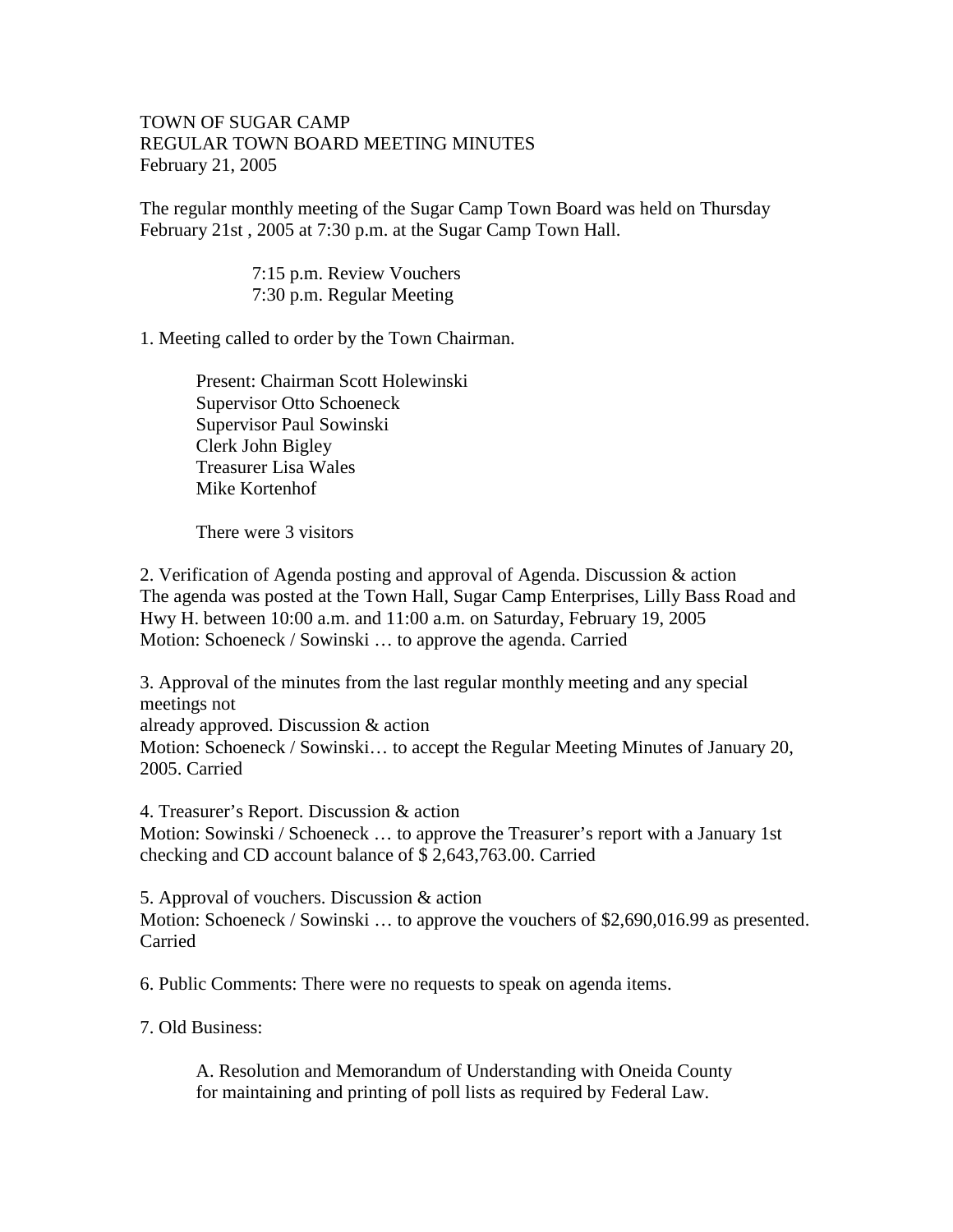TOWN OF SUGAR CAMP
REGULAR TOWN BOARD MEETING MINUTES
February 21, 2005

The regular monthly meeting of the Sugar Camp Town Board was held on Thursday February 21st , 2005 at 7:30 p.m. at the Sugar Camp Town Hall.

7:15 p.m. Review Vouchers
7:30 p.m. Regular Meeting

1. Meeting called to order by the Town Chairman.

Present: Chairman Scott Holewinski
Supervisor Otto Schoeneck
Supervisor Paul Sowinski
Clerk John Bigley
Treasurer Lisa Wales
Mike Kortenhof

There were 3 visitors

2. Verification of Agenda posting and approval of Agenda. Discussion & action
The agenda was posted at the Town Hall, Sugar Camp Enterprises, Lilly Bass Road and Hwy H. between 10:00 a.m. and 11:00 a.m. on Saturday, February 19, 2005
Motion: Schoeneck / Sowinski … to approve the agenda. Carried

3. Approval of the minutes from the last regular monthly meeting and any special meetings not
already approved. Discussion & action
Motion: Schoeneck / Sowinski… to accept the Regular Meeting Minutes of January 20, 2005. Carried

4. Treasurer's Report. Discussion & action
Motion: Sowinski / Schoeneck … to approve the Treasurer's report with a January 1st checking and CD account balance of $ 2,643,763.00. Carried

5. Approval of vouchers. Discussion & action
Motion: Schoeneck / Sowinski … to approve the vouchers of $2,690,016.99 as presented. Carried

6. Public Comments: There were no requests to speak on agenda items.

7. Old Business:

A. Resolution and Memorandum of Understanding with Oneida County for maintaining and printing of poll lists as required by Federal Law.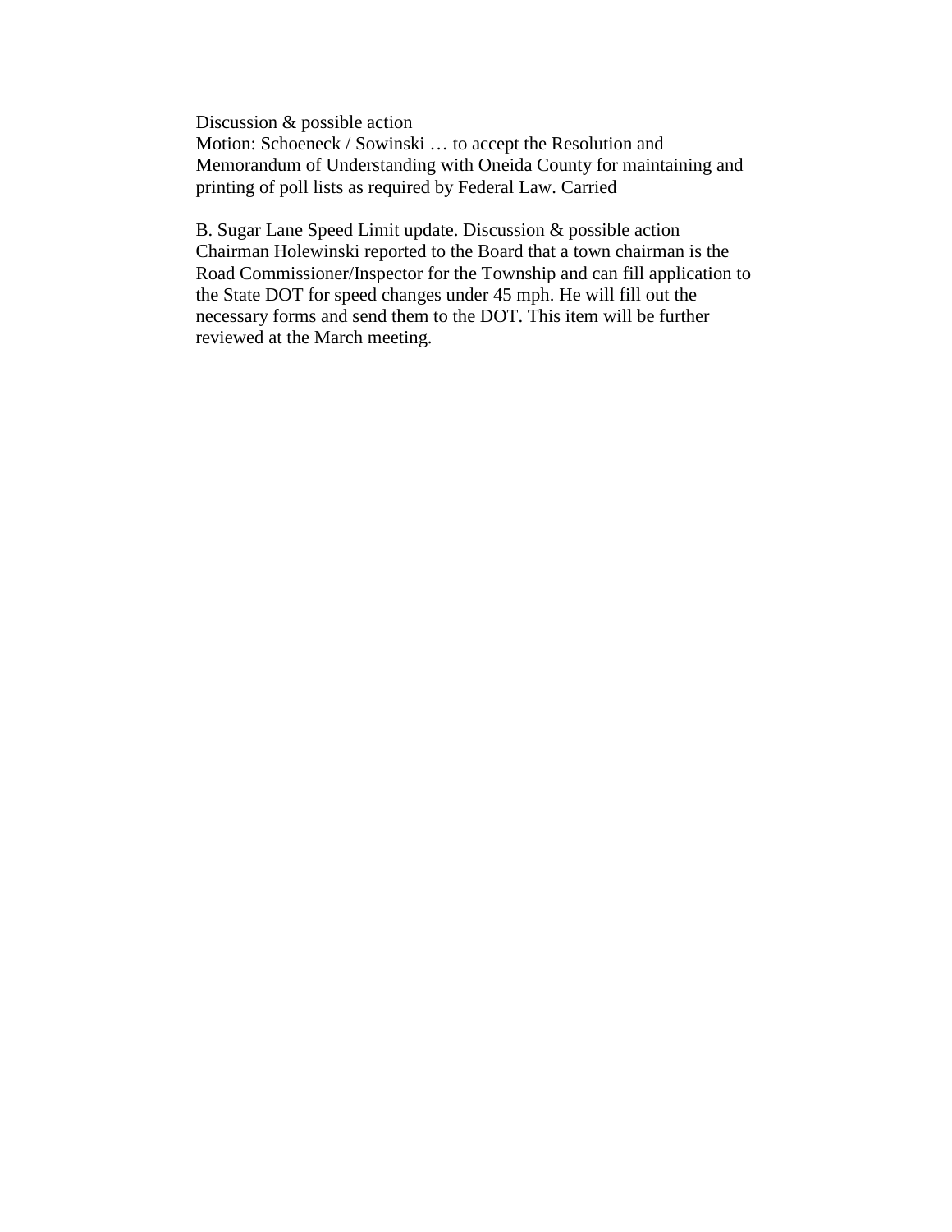Discussion & possible action
Motion: Schoeneck / Sowinski … to accept the Resolution and Memorandum of Understanding with Oneida County for maintaining and printing of poll lists as required by Federal Law. Carried

B. Sugar Lane Speed Limit update. Discussion & possible action
Chairman Holewinski reported to the Board that a town chairman is the Road Commissioner/Inspector for the Township and can fill application to the State DOT for speed changes under 45 mph. He will fill out the necessary forms and send them to the DOT. This item will be further reviewed at the March meeting.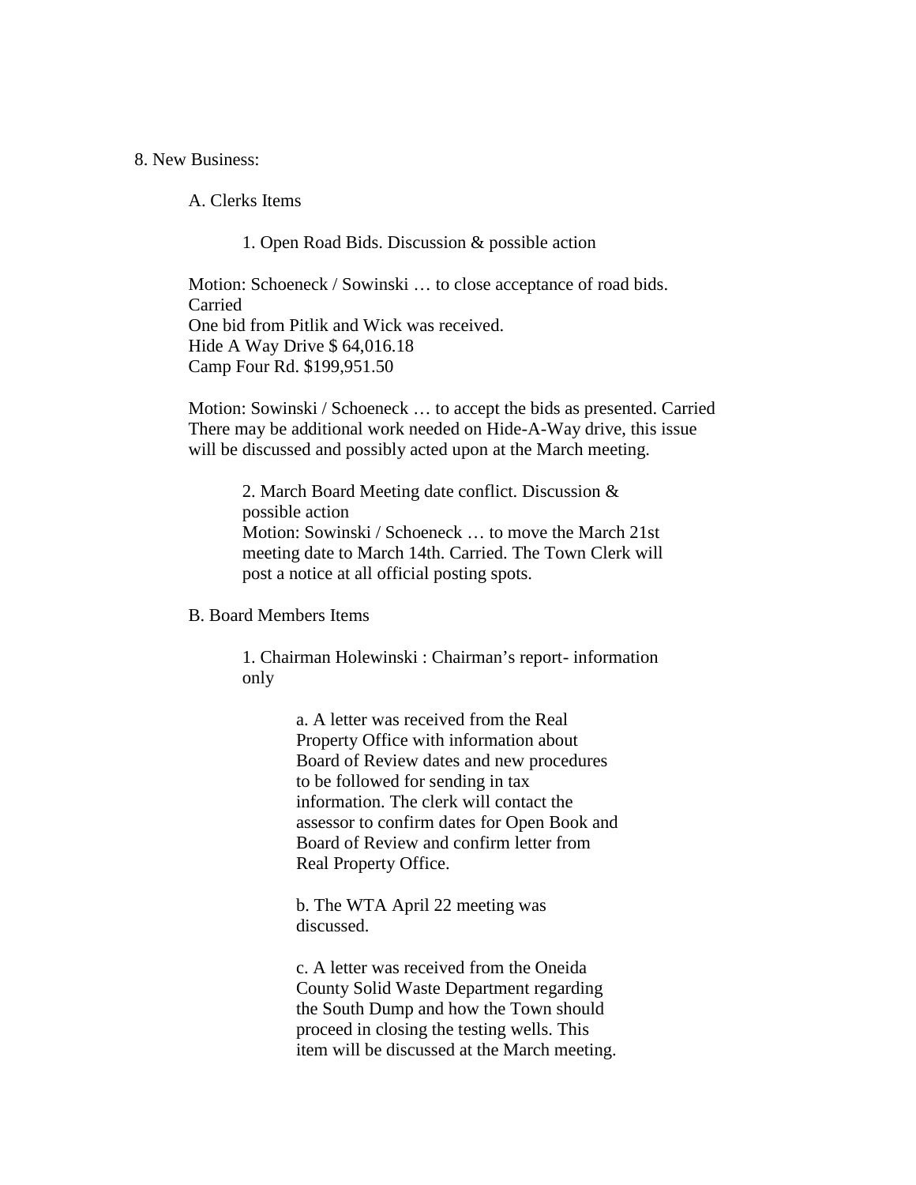8. New Business:

A. Clerks Items

1. Open Road Bids. Discussion & possible action

Motion: Schoeneck / Sowinski … to close acceptance of road bids. Carried
One bid from Pitlik and Wick was received.
Hide A Way Drive $ 64,016.18
Camp Four Rd. $199,951.50

Motion: Sowinski / Schoeneck … to accept the bids as presented. Carried
There may be additional work needed on Hide-A-Way drive, this issue will be discussed and possibly acted upon at the March meeting.

2. March Board Meeting date conflict. Discussion & possible action
Motion: Sowinski / Schoeneck … to move the March 21st meeting date to March 14th. Carried. The Town Clerk will post a notice at all official posting spots.

B. Board Members Items

1. Chairman Holewinski : Chairman's report- information only

a. A letter was received from the Real Property Office with information about Board of Review dates and new procedures to be followed for sending in tax information. The clerk will contact the assessor to confirm dates for Open Book and Board of Review and confirm letter from Real Property Office.

b. The WTA April 22 meeting was discussed.

c. A letter was received from the Oneida County Solid Waste Department regarding the South Dump and how the Town should proceed in closing the testing wells. This item will be discussed at the March meeting.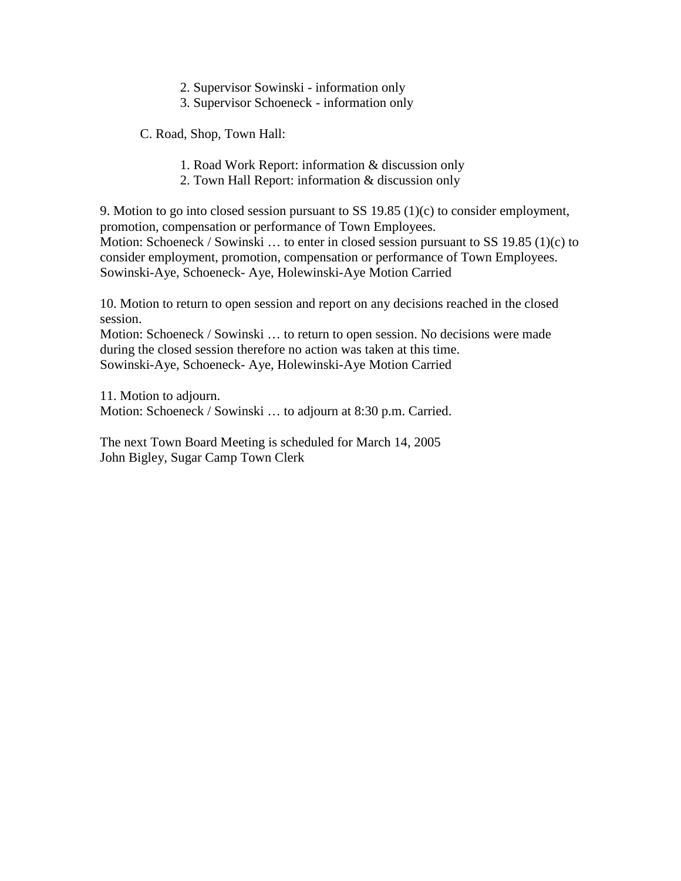2. Supervisor Sowinski - information only
3. Supervisor Schoeneck - information only

C. Road, Shop, Town Hall:

1. Road Work Report: information & discussion only
2. Town Hall Report: information & discussion only

9. Motion to go into closed session pursuant to SS 19.85 (1)(c) to consider employment, promotion, compensation or performance of Town Employees.
Motion: Schoeneck / Sowinski … to enter in closed session pursuant to SS 19.85 (1)(c) to consider employment, promotion, compensation or performance of Town Employees.
Sowinski-Aye, Schoeneck- Aye, Holewinski-Aye Motion Carried

10. Motion to return to open session and report on any decisions reached in the closed session.
Motion: Schoeneck / Sowinski … to return to open session. No decisions were made during the closed session therefore no action was taken at this time.
Sowinski-Aye, Schoeneck- Aye, Holewinski-Aye Motion Carried

11. Motion to adjourn.
Motion: Schoeneck / Sowinski … to adjourn at 8:30 p.m. Carried.

The next Town Board Meeting is scheduled for March 14, 2005
John Bigley, Sugar Camp Town Clerk